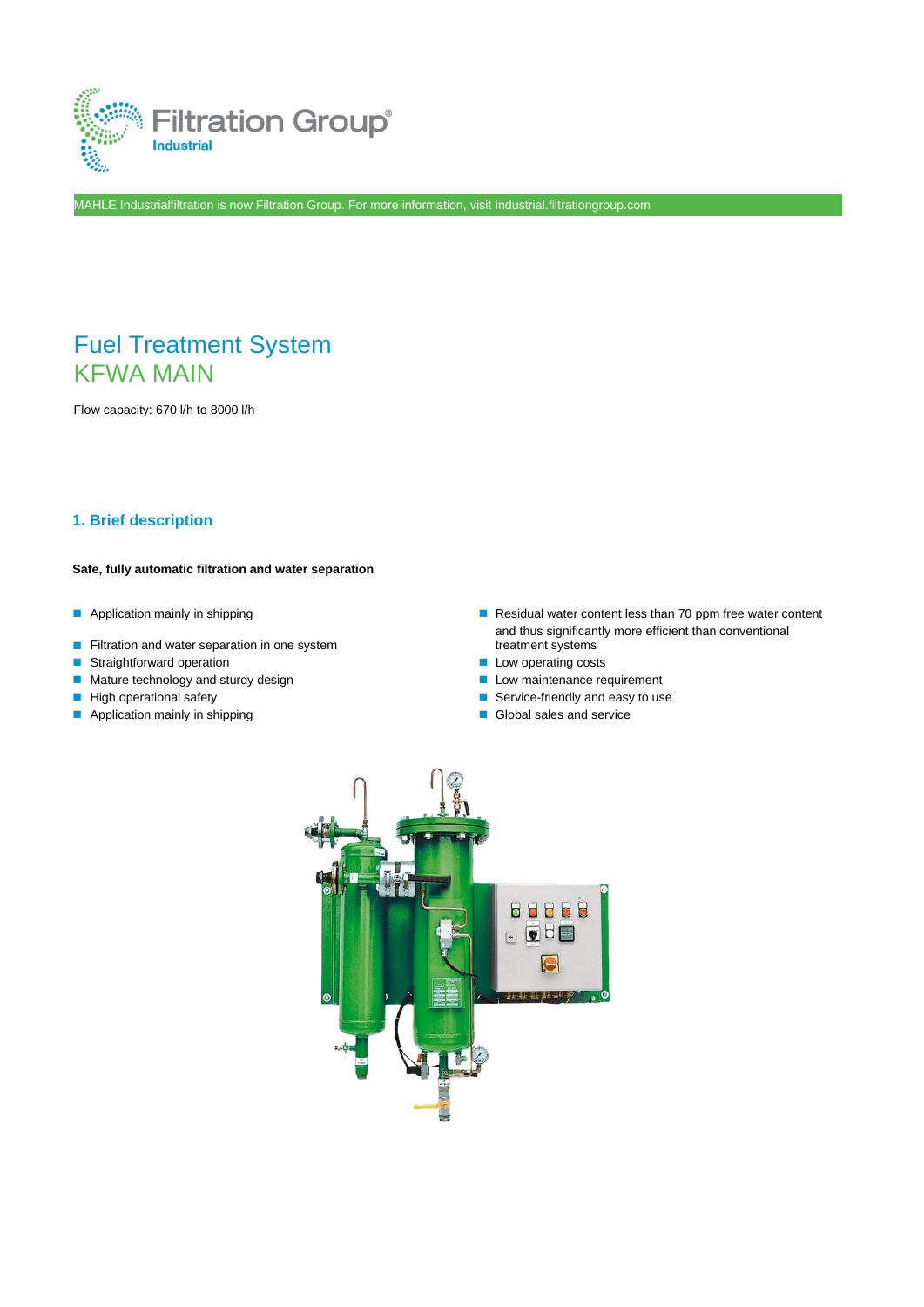Filtration Group Industrial

MAHLE Industrialfiltration is now Filtration Group. For more information, visit industrial.filtrationgroup.com

# Fuel Treatment System
# KFWA MAIN

Flow capacity: 670 l/h to 8000 l/h

## 1. Brief description

**Safe, fully automatic filtration and water separation**

- Application mainly in shipping
- Filtration and water separation in one system
- Straightforward operation
- Mature technology and sturdy design
- High operational safety
- Application mainly in shipping
- Residual water content less than 70 ppm free water content and thus significantly more efficient than conventional treatment systems
- Low operating costs
- Low maintenance requirement
- Service-friendly and easy to use
- Global sales and service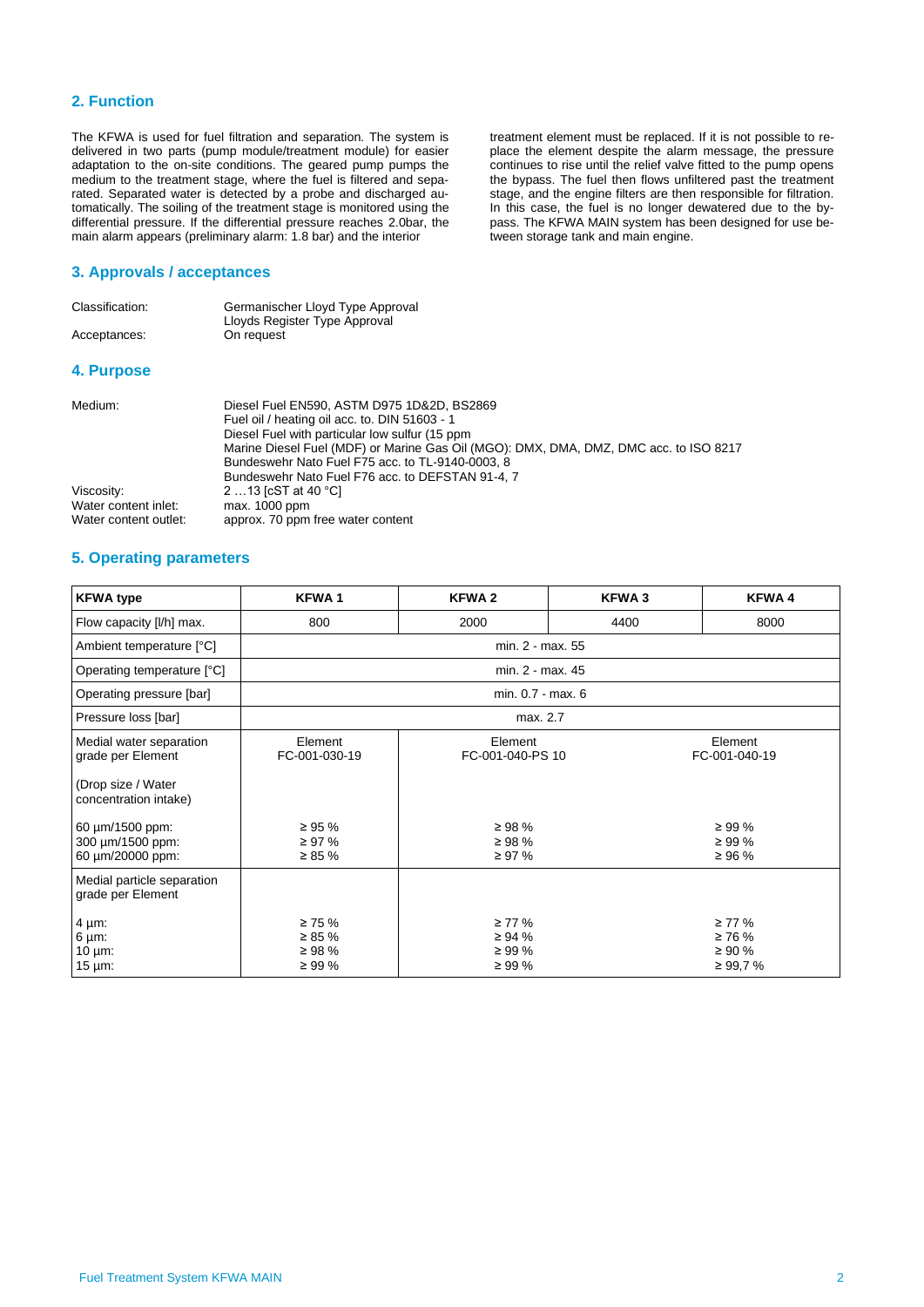## 2. Function

The KFWA is used for fuel filtration and separation. The system is delivered in two parts (pump module/treatment module) for easier adaptation to the on-site conditions. The geared pump pumps the medium to the treatment stage, where the fuel is filtered and separated. Separated water is detected by a probe and discharged automatically. The soiling of the treatment stage is monitored using the differential pressure. If the differential pressure reaches 2.0bar, the main alarm appears (preliminary alarm: 1.8 bar) and the interior treatment element must be replaced. If it is not possible to replace the element despite the alarm message, the pressure continues to rise until the relief valve fitted to the pump opens the bypass. The fuel then flows unfiltered past the treatment stage, and the engine filters are then responsible for filtration. In this case, the fuel is no longer dewatered due to the bypass. The KFWA MAIN system has been designed for use between storage tank and main engine.

## 3. Approvals / acceptances

| | |
|---|---|
| Classification: | Germanischer Lloyd Type Approval<br>Lloyds Register Type Approval |
| Acceptances: | On request |

## 4. Purpose

| | |
|---|---|
| Medium: | Diesel Fuel EN590, ASTM D975 1D&2D, BS2869<br>Fuel oil / heating oil acc. to. DIN 51603 - 1<br>Diesel Fuel with particular low sulfur (15 ppm<br>Marine Diesel Fuel (MDF) or Marine Gas Oil (MGO): DMX, DMA, DMZ, DMC acc. to ISO 8217<br>Bundeswehr Nato Fuel F75 acc. to TL-9140-0003, 8<br>Bundeswehr Nato Fuel F76 acc. to DEFSTAN 91-4, 7 |
| Viscosity: | 2 …13 [cST at 40 °C] |
| Water content inlet: | max. 1000 ppm |
| Water content outlet: | approx. 70 ppm free water content |

## 5. Operating parameters

| KFWA type | KFWA 1 | KFWA 2 | KFWA 3 | KFWA 4 |
|---|---|---|---|---|
| Flow capacity [l/h] max. | 800 | 2000 | 4400 | 8000 |
| Ambient temperature [°C] | min. 2 - max. 55 | | | |
| Operating temperature [°C] | min. 2 - max. 45 | | | |
| Operating pressure [bar] | min. 0.7 - max. 6 | | | |
| Pressure loss [bar] | max. 2.7 | | | |
| Medial water separation grade per Element<br><br>(Drop size / Water concentration intake) | Element FC-001-030-19 | Element FC-001-040-PS 10 | | Element FC-001-040-19 |
| 60 µm/1500 ppm:<br>300 µm/1500 ppm:<br>60 µm/20000 ppm: | ≥ 95 %<br>≥ 97 %<br>≥ 85 % | ≥ 98 %<br>≥ 98 %<br>≥ 97 % | | ≥ 99 %<br>≥ 99 %<br>≥ 96 % |
| Medial particle separation grade per Element | | | | |
| 4 µm:<br>6 µm:<br>10 µm:<br>15 µm: | ≥ 75 %<br>≥ 85 %<br>≥ 98 %<br>≥ 99 % | ≥ 77 %<br>≥ 94 %<br>≥ 99 %<br>≥ 99 % | | ≥ 77 %<br>≥ 76 %<br>≥ 90 %<br>≥ 99,7 % |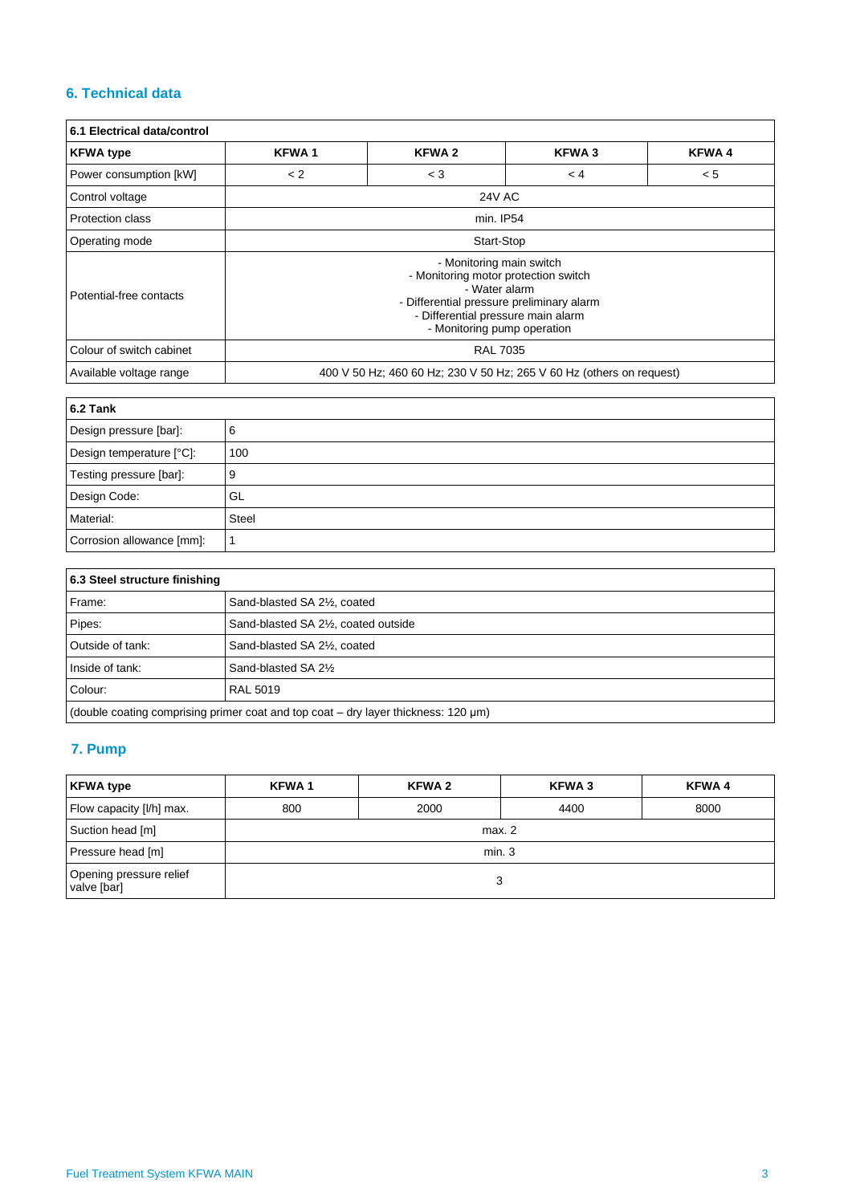## 6. Technical data

| 6.1 Electrical data/control | | | | |
|---|---|---|---|---|
| **KFWA type** | **KFWA 1** | **KFWA 2** | **KFWA 3** | **KFWA 4** |
| Power consumption [kW] | < 2 | < 3 | < 4 | < 5 |
| Control voltage | 24V AC | | | |
| Protection class | min. IP54 | | | |
| Operating mode | Start-Stop | | | |
| Potential-free contacts | - Monitoring main switch<br>- Monitoring motor protection switch<br>- Water alarm<br>- Differential pressure preliminary alarm<br>- Differential pressure main alarm<br>- Monitoring pump operation | | | |
| Colour of switch cabinet | RAL 7035 | | | |
| Available voltage range | 400 V 50 Hz; 460 60 Hz; 230 V 50 Hz; 265 V 60 Hz (others on request) | | | |

| 6.2 Tank | |
|---|---|
| Design pressure [bar]: | 6 |
| Design temperature [°C]: | 100 |
| Testing pressure [bar]: | 9 |
| Design Code: | GL |
| Material: | Steel |
| Corrosion allowance [mm]: | 1 |

| 6.3 Steel structure finishing | |
|---|---|
| Frame: | Sand-blasted SA 2½, coated |
| Pipes: | Sand-blasted SA 2½, coated outside |
| Outside of tank: | Sand-blasted SA 2½, coated |
| Inside of tank: | Sand-blasted SA 2½ |
| Colour: | RAL 5019 |
| (double coating comprising primer coat and top coat – dry layer thickness: 120 µm) | |

## 7. Pump

| KFWA type | KFWA 1 | KFWA 2 | KFWA 3 | KFWA 4 |
|---|---|---|---|---|
| Flow capacity [l/h] max. | 800 | 2000 | 4400 | 8000 |
| Suction head [m] | max. 2 | | | |
| Pressure head [m] | min. 3 | | | |
| Opening pressure relief valve [bar] | 3 | | | |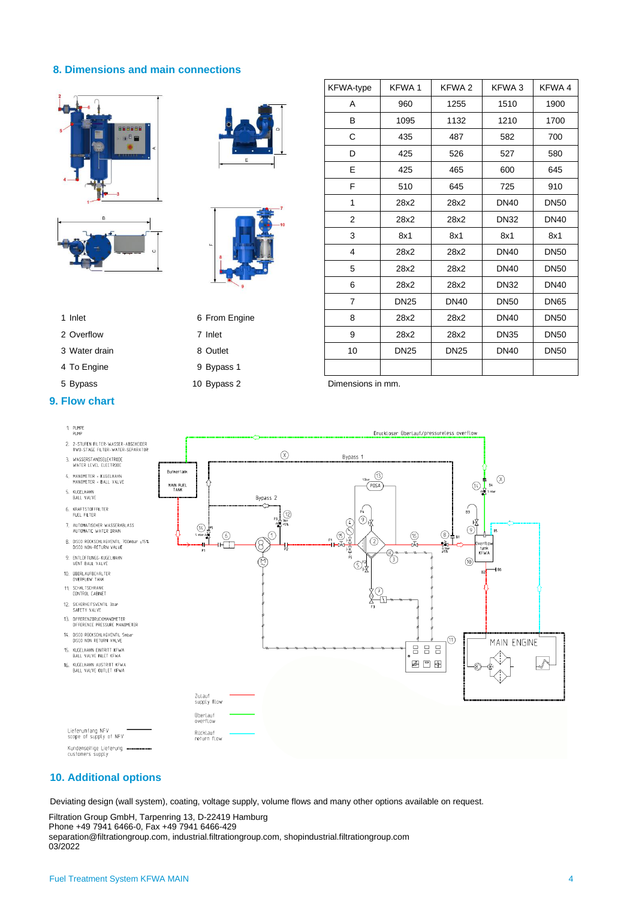## 8. Dimensions and main connections

| KFWA-type | KFWA 1 | KFWA 2 | KFWA 3 | KFWA 4 |
|---|---|---|---|---|
| A | 960 | 1255 | 1510 | 1900 |
| B | 1095 | 1132 | 1210 | 1700 |
| C | 435 | 487 | 582 | 700 |
| D | 425 | 526 | 527 | 580 |
| E | 425 | 465 | 600 | 645 |
| F | 510 | 645 | 725 | 910 |
| 1 | 28x2 | 28x2 | DN40 | DN50 |
| 2 | 28x2 | 28x2 | DN32 | DN40 |
| 3 | 8x1 | 8x1 | 8x1 | 8x1 |
| 4 | 28x2 | 28x2 | DN40 | DN50 |
| 5 | 28x2 | 28x2 | DN40 | DN50 |
| 6 | 28x2 | 28x2 | DN32 | DN40 |
| 7 | DN25 | DN40 | DN50 | DN65 |
| 8 | 28x2 | 28x2 | DN40 | DN50 |
| 9 | 28x2 | 28x2 | DN35 | DN50 |
| 10 | DN25 | DN25 | DN40 | DN50 |
| | | | | |

Dimensions in mm.

1 Inlet
2 Overflow
3 Water drain
4 To Engine
5 Bypass
6 From Engine
7 Inlet
8 Outlet
9 Bypass 1
10 Bypass 2

## 9. Flow chart

1. PUMPE / PUMP
2. 2-STUFEN FILTER-WASSER-ABSCHEIDER / TWO-STAGE FILTER-WATER-SEPARATOR
3. WASSERSTANDSELEKTRODE / WATER LEVEL ELECTRODE
4. MANOMETER + KUGELHAHN / MANOMETER + BALL VALVE
5. KUGELHAHN / BALL VALVE
6. KRAFTSTOFFFILTER / FUEL FILTER
7. AUTOMATISCHER WASSERABLASS / AUTOMATIC WATER DRAIN
8. DISCO RÜCKSCHLAGVENTIL 700mbar ±15% / DISCO NON-RETURN VALVE
9. ENTLÜFTUNGS-KUGELHAHN / VENT BALL VALVE
10. ÜBERLAUFBEHÄLTER / OVERFLOW TANK
11. SCHALTSCHRANK / CONTROL CABINET
12. SICHERHEITSVENTIL 3bar / SAFETY VALVE
13. DIFFERENZDRUCKMANOMETER / DIFFERENCE PRESSURE MANOMETER
14. DISCO RÜCKSCHLAGVENTIL 5mbar / DISCO NON RETURN VALVE
15. KUGELHAHN EINTRITT KFWA / BALL VALVE INLET KFWA
16. KUGELHAHN AUSTRITT KFWA / BALL VALVE OUTLET KFWA

Druckloser Überlauf/pressureless overflow
Bypass 1
Bypass 2
Bunkertank
MAIN FUEL TANK
PDSA
Overflow tank KFWA
MAIN ENGINE

Zulauf / supply flow
Überlauf / overflow
Rücklauf / return flow
Lieferumfang NFV / scope of supply of NFV
Kundenseitige Lieferung / customers supply

## 10. Additional options

Deviating design (wall system), coating, voltage supply, volume flows and many other options available on request.

Filtration Group GmbH, Tarpenring 13, D-22419 Hamburg
Phone +49 7941 6466-0, Fax +49 7941 6466-429
separation@filtrationgroup.com, industrial.filtrationgroup.com, shopindustrial.filtrationgroup.com
03/2022